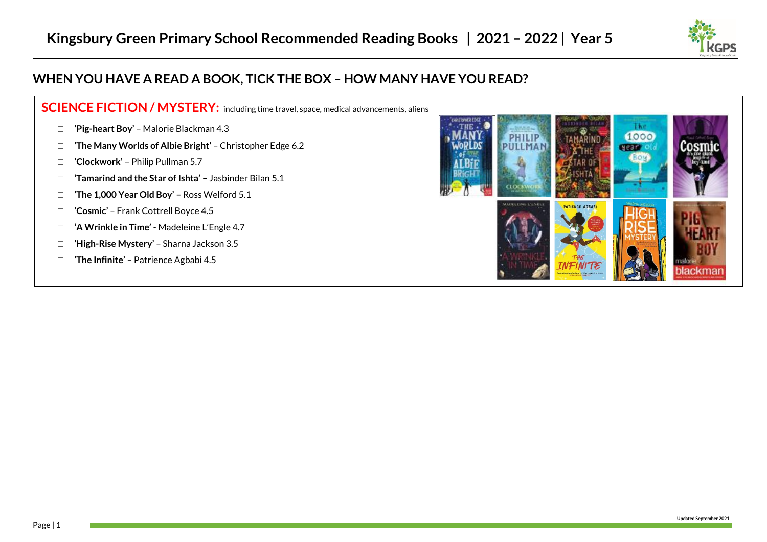# Kingsbury Green Primary School Recommended Reading Books | 2021 – 2022 | Year 5

## WHEN YOU HAVE A READ A BOOK, TICK THE BOX – HOW MANY HAVE YOU READ?

### SCIENCE FICTION / MYSTERY: including time travel, space, medical advancements, aliens

- □ **'Pig-heart Boy'** – Malorie Blackman 4.3
- □ **'The Many Worlds of Albie Bright'** – Christopher Edge 6.2
- □ **'Clockwork'** – Philip Pullman 5.7
- □ **'Tamarind and the Star of Ishta' –** Jasbinder Bilan 5.1
- □ **'The 1,000 Year Old Boy' –** Ross Welford 5.1
- □ **'Cosmic'** – Frank Cottrell Boyce 4.5
- □ **'A Wrinkle in Time'** - Madeleine L'Engle 4.7
- □ **'High-Rise Mystery'** – Sharna Jackson 3.5
- □ **'The Infinite'** – Patrience Agbabi 4.5

Updated September 2021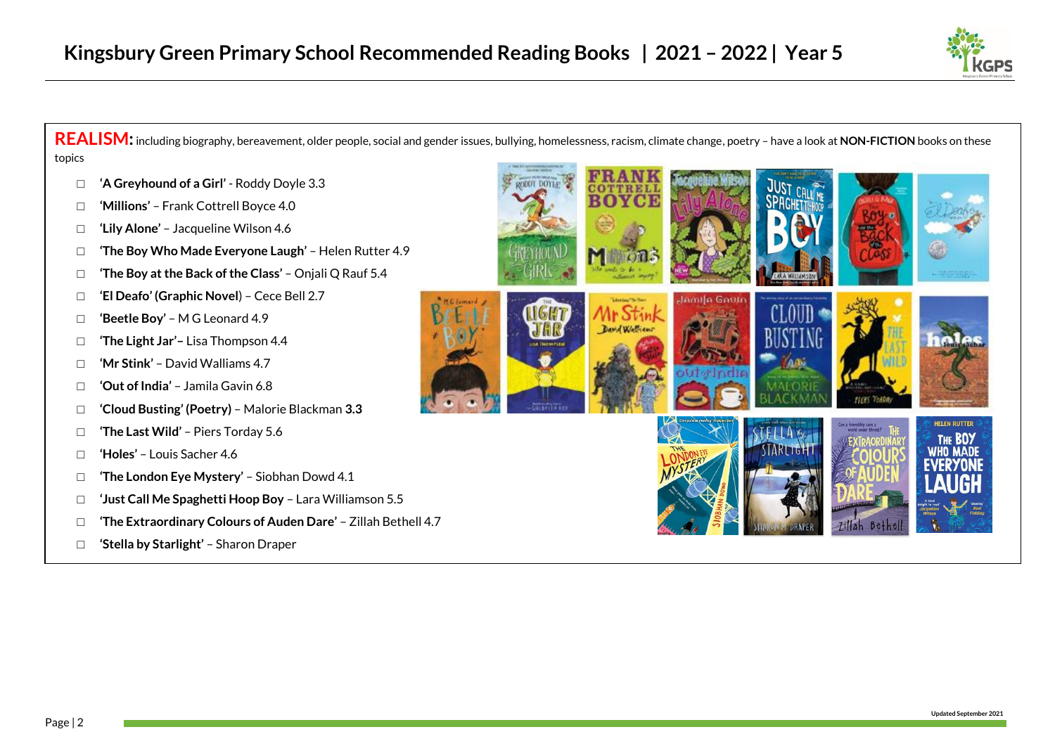# Kingsbury Green Primary School Recommended Reading Books | 2021 – 2022 | Year 5

**REALISM:** including biography, bereavement, older people, social and gender issues, bullying, homelessness, racism, climate change, poetry – have a look at **NON-FICTION** books on these topics

- ☐ **'A Greyhound of a Girl'** - Roddy Doyle 3.3
- ☐ **'Millions'** – Frank Cottrell Boyce 4.0
- ☐ **'Lily Alone'** – Jacqueline Wilson 4.6
- ☐ **'The Boy Who Made Everyone Laugh'** – Helen Rutter 4.9
- ☐ **'The Boy at the Back of the Class'** – Onjali Q Rauf 5.4
- ☐ **'El Deafo' (Graphic Novel**) – Cece Bell 2.7
- ☐ **'Beetle Boy'** – M G Leonard 4.9
- ☐ **'The Light Jar'–** Lisa Thompson 4.4
- ☐ **'Mr Stink'** – David Walliams 4.7
- ☐ **'Out of India'** – Jamila Gavin 6.8
- ☐ **'Cloud Busting' (Poetry)** – Malorie Blackman **3.3**
- ☐ **'The Last Wild'** – Piers Torday 5.6
- ☐ **'Holes'** – Louis Sacher 4.6
- ☐ **'The London Eye Mystery'** – Siobhan Dowd 4.1
- ☐ **'Just Call Me Spaghetti Hoop Boy** – Lara Williamson 5.5
- ☐ **'The Extraordinary Colours of Auden Dare'** – Zillah Bethell 4.7
- ☐ **'Stella by Starlight'** – Sharon Draper

Updated September 2021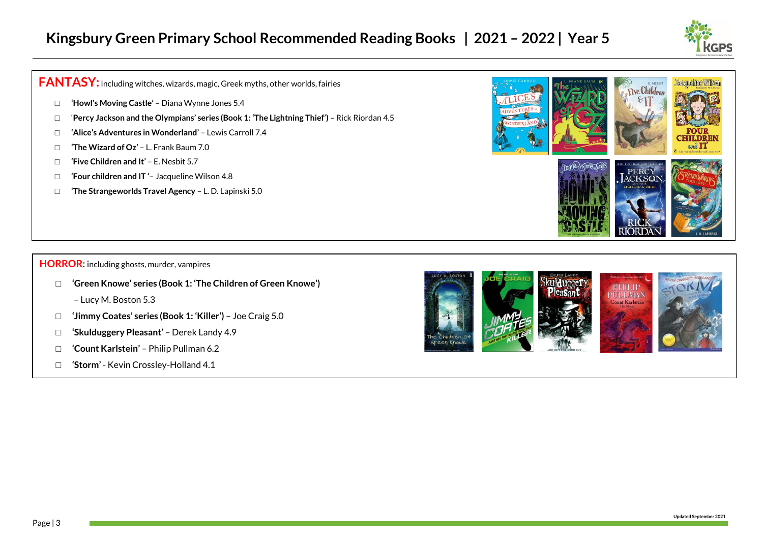# Kingsbury Green Primary School Recommended Reading Books | 2021 – 2022 | Year 5

## FANTASY: including witches, wizards, magic, Greek myths, other worlds, fairies

- □ **'Howl's Moving Castle'** – Diana Wynne Jones 5.4
- □ '**Percy Jackson and the Olympians' series (Book 1: 'The Lightning Thief')** – Rick Riordan 4.5
- □ **'Alice's Adventures in Wonderland'** – Lewis Carroll 7.4
- □ **'The Wizard of Oz'** – L. Frank Baum 7.0
- □ **'Five Children and It'** – E. Nesbit 5.7
- □ **'Four children and IT** '– Jacqueline Wilson 4.8
- □ **'The Strangeworlds Travel Agency** – L. D. Lapinski 5.0

## HORROR: including ghosts, murder, vampires

- □ **'Green Knowe' series (Book 1: 'The Children of Green Knowe')** – Lucy M. Boston 5.3
- □ **'Jimmy Coates' series (Book 1: 'Killer')** – Joe Craig 5.0
- □ **'Skulduggery Pleasant'** – Derek Landy 4.9
- □ **'Count Karlstein'** – Philip Pullman 6.2
- □ **'Storm'** - Kevin Crossley-Holland 4.1

Updated September 2021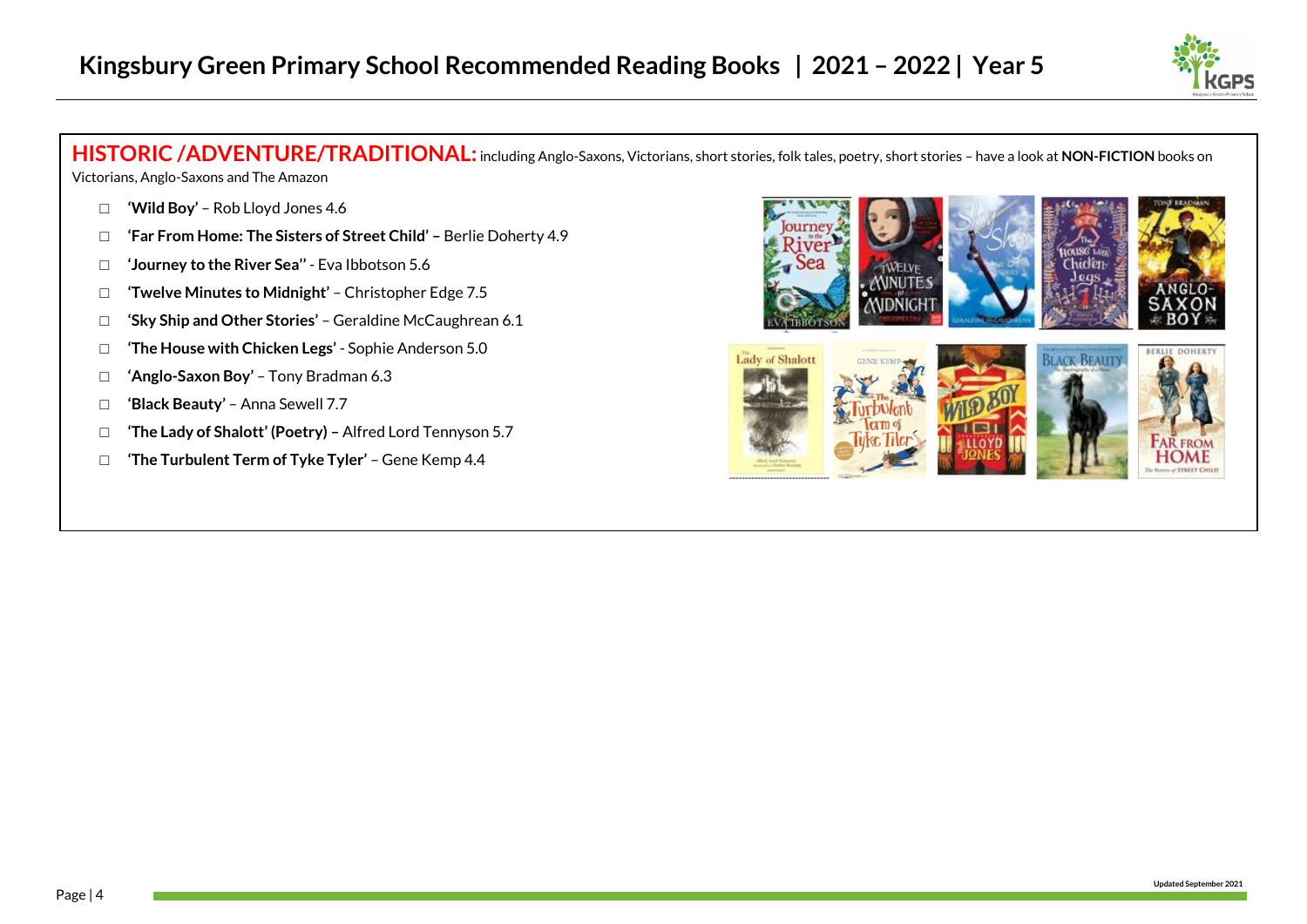# Kingsbury Green Primary School Recommended Reading Books | 2021 – 2022 | Year 5

**HISTORIC /ADVENTURE/TRADITIONAL:** including Anglo-Saxons, Victorians, short stories, folk tales, poetry, short stories – have a look at **NON-FICTION** books on Victorians, Anglo-Saxons and The Amazon

- ☐ **'Wild Boy'** – Rob Lloyd Jones 4.6
- ☐ **'Far From Home: The Sisters of Street Child' –** Berlie Doherty 4.9
- ☐ **'Journey to the River Sea''** - Eva Ibbotson 5.6
- ☐ **'Twelve Minutes to Midnight'** – Christopher Edge 7.5
- ☐ **'Sky Ship and Other Stories'** – Geraldine McCaughrean 6.1
- ☐ **'The House with Chicken Legs'** - Sophie Anderson 5.0
- ☐ **'Anglo-Saxon Boy'** – Tony Bradman 6.3
- ☐ **'Black Beauty'** – Anna Sewell 7.7
- ☐ **'The Lady of Shalott' (Poetry) –** Alfred Lord Tennyson 5.7
- ☐ **'The Turbulent Term of Tyke Tyler'** – Gene Kemp 4.4

Updated September 2021